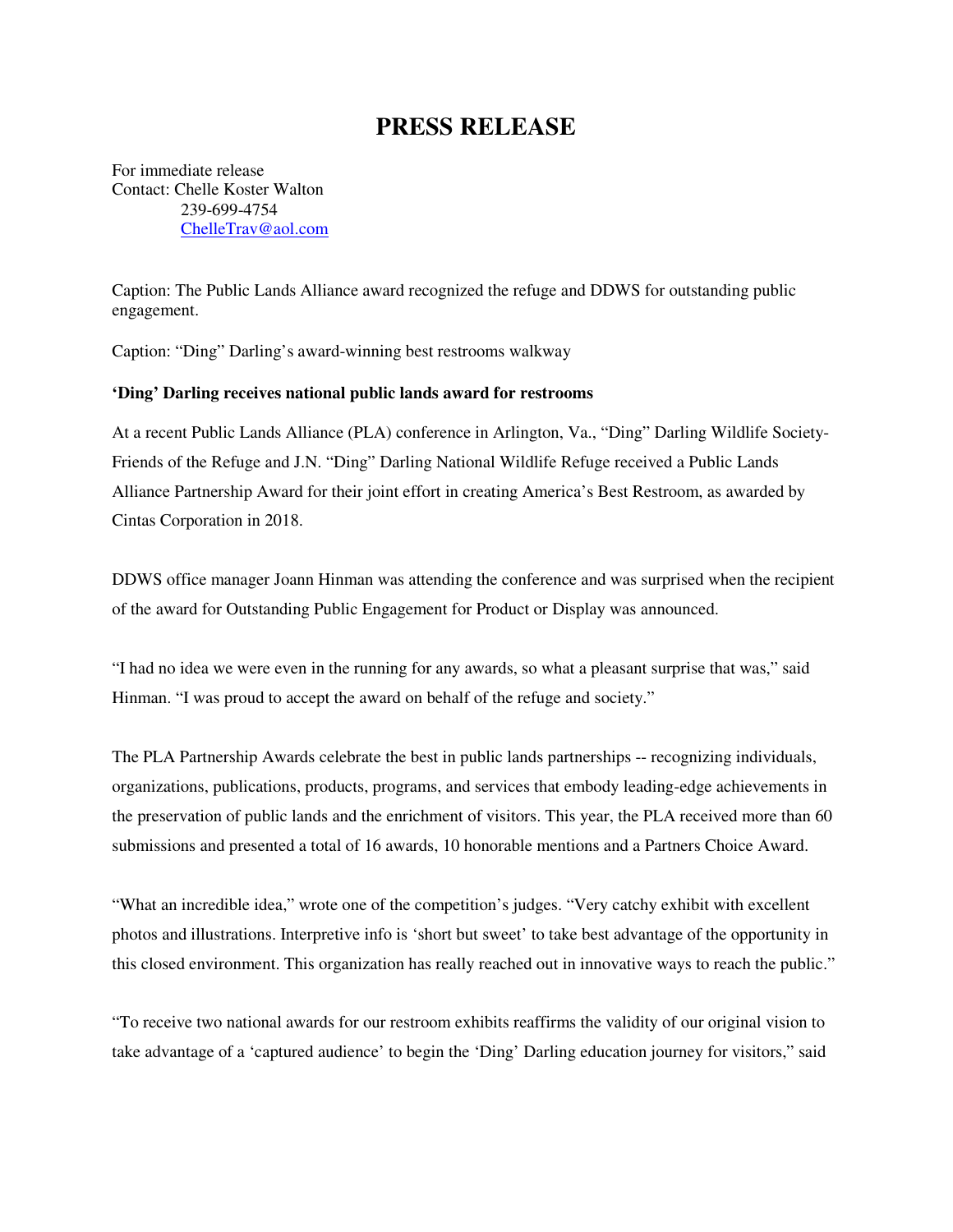# PRESS RELEASE

For immediate release
Contact: Chelle Koster Walton
239-699-4754
ChelleTrav@aol.com

Caption: The Public Lands Alliance award recognized the refuge and DDWS for outstanding public engagement.

Caption: "Ding" Darling's award-winning best restrooms walkway

**'Ding' Darling receives national public lands award for restrooms**

At a recent Public Lands Alliance (PLA) conference in Arlington, Va., "Ding" Darling Wildlife Society-Friends of the Refuge and J.N. "Ding" Darling National Wildlife Refuge received a Public Lands Alliance Partnership Award for their joint effort in creating America's Best Restroom, as awarded by Cintas Corporation in 2018.

DDWS office manager Joann Hinman was attending the conference and was surprised when the recipient of the award for Outstanding Public Engagement for Product or Display was announced.

"I had no idea we were even in the running for any awards, so what a pleasant surprise that was," said Hinman. "I was proud to accept the award on behalf of the refuge and society."

The PLA Partnership Awards celebrate the best in public lands partnerships -- recognizing individuals, organizations, publications, products, programs, and services that embody leading-edge achievements in the preservation of public lands and the enrichment of visitors. This year, the PLA received more than 60 submissions and presented a total of 16 awards, 10 honorable mentions and a Partners Choice Award.

"What an incredible idea," wrote one of the competition's judges. "Very catchy exhibit with excellent photos and illustrations. Interpretive info is 'short but sweet' to take best advantage of the opportunity in this closed environment. This organization has really reached out in innovative ways to reach the public."

"To receive two national awards for our restroom exhibits reaffirms the validity of our original vision to take advantage of a 'captured audience' to begin the 'Ding' Darling education journey for visitors," said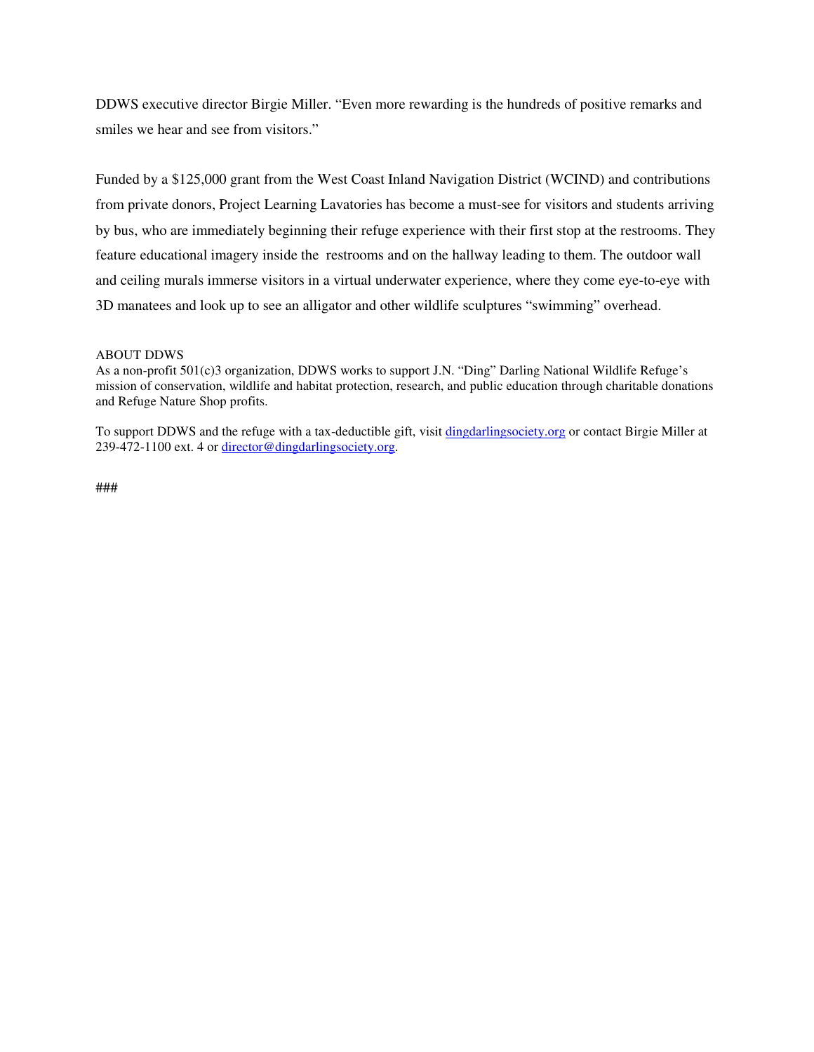DDWS executive director Birgie Miller. "Even more rewarding is the hundreds of positive remarks and smiles we hear and see from visitors."

Funded by a $125,000 grant from the West Coast Inland Navigation District (WCIND) and contributions from private donors, Project Learning Lavatories has become a must-see for visitors and students arriving by bus, who are immediately beginning their refuge experience with their first stop at the restrooms. They feature educational imagery inside the restrooms and on the hallway leading to them. The outdoor wall and ceiling murals immerse visitors in a virtual underwater experience, where they come eye-to-eye with 3D manatees and look up to see an alligator and other wildlife sculptures "swimming" overhead.

ABOUT DDWS

As a non-profit 501(c)3 organization, DDWS works to support J.N. "Ding" Darling National Wildlife Refuge's mission of conservation, wildlife and habitat protection, research, and public education through charitable donations and Refuge Nature Shop profits.

To support DDWS and the refuge with a tax-deductible gift, visit [dingdarlingsociety.org](http://dingdarlingsociety.org) or contact Birgie Miller at 239-472-1100 ext. 4 or [director@dingdarlingsociety.org](mailto:director@dingdarlingsociety.org).

###